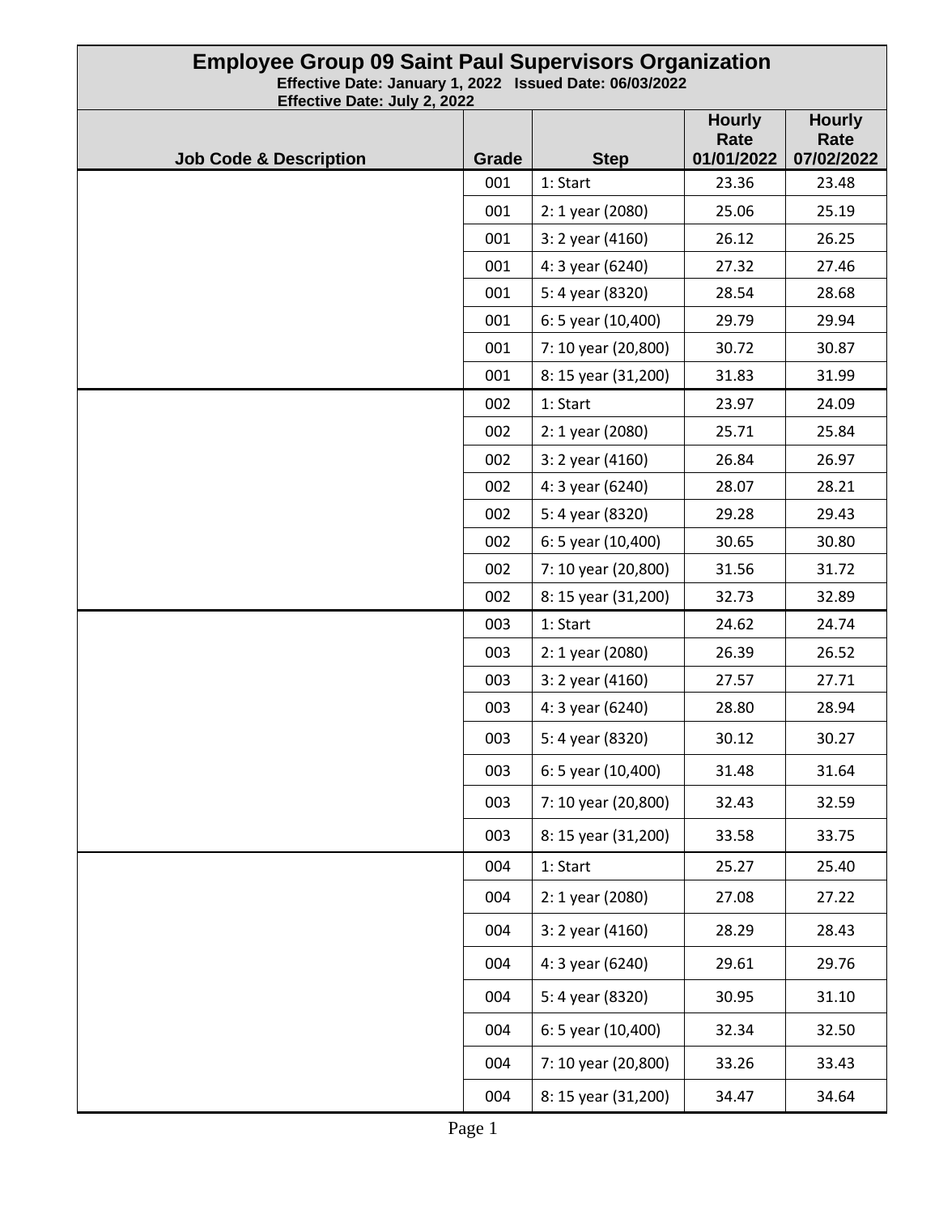# Employee Group 09 Saint Paul Supervisors Organization

**Effective Date: January 1, 2022 Issued Date: 06/03/2022**
**Effective Date: July 2, 2022**

| Job Code & Description | Grade | Step | Hourly Rate 01/01/2022 | Hourly Rate 07/02/2022 |
|---|---|---|---|---|
| | 001 | 1: Start | 23.36 | 23.48 |
| | 001 | 2: 1 year (2080) | 25.06 | 25.19 |
| | 001 | 3: 2 year (4160) | 26.12 | 26.25 |
| | 001 | 4: 3 year (6240) | 27.32 | 27.46 |
| | 001 | 5: 4 year (8320) | 28.54 | 28.68 |
| | 001 | 6: 5 year (10,400) | 29.79 | 29.94 |
| | 001 | 7: 10 year (20,800) | 30.72 | 30.87 |
| | 001 | 8: 15 year (31,200) | 31.83 | 31.99 |
| | 002 | 1: Start | 23.97 | 24.09 |
| | 002 | 2: 1 year (2080) | 25.71 | 25.84 |
| | 002 | 3: 2 year (4160) | 26.84 | 26.97 |
| | 002 | 4: 3 year (6240) | 28.07 | 28.21 |
| | 002 | 5: 4 year (8320) | 29.28 | 29.43 |
| | 002 | 6: 5 year (10,400) | 30.65 | 30.80 |
| | 002 | 7: 10 year (20,800) | 31.56 | 31.72 |
| | 002 | 8: 15 year (31,200) | 32.73 | 32.89 |
| | 003 | 1: Start | 24.62 | 24.74 |
| | 003 | 2: 1 year (2080) | 26.39 | 26.52 |
| | 003 | 3: 2 year (4160) | 27.57 | 27.71 |
| | 003 | 4: 3 year (6240) | 28.80 | 28.94 |
| | 003 | 5: 4 year (8320) | 30.12 | 30.27 |
| | 003 | 6: 5 year (10,400) | 31.48 | 31.64 |
| | 003 | 7: 10 year (20,800) | 32.43 | 32.59 |
| | 003 | 8: 15 year (31,200) | 33.58 | 33.75 |
| | 004 | 1: Start | 25.27 | 25.40 |
| | 004 | 2: 1 year (2080) | 27.08 | 27.22 |
| | 004 | 3: 2 year (4160) | 28.29 | 28.43 |
| | 004 | 4: 3 year (6240) | 29.61 | 29.76 |
| | 004 | 5: 4 year (8320) | 30.95 | 31.10 |
| | 004 | 6: 5 year (10,400) | 32.34 | 32.50 |
| | 004 | 7: 10 year (20,800) | 33.26 | 33.43 |
| | 004 | 8: 15 year (31,200) | 34.47 | 34.64 |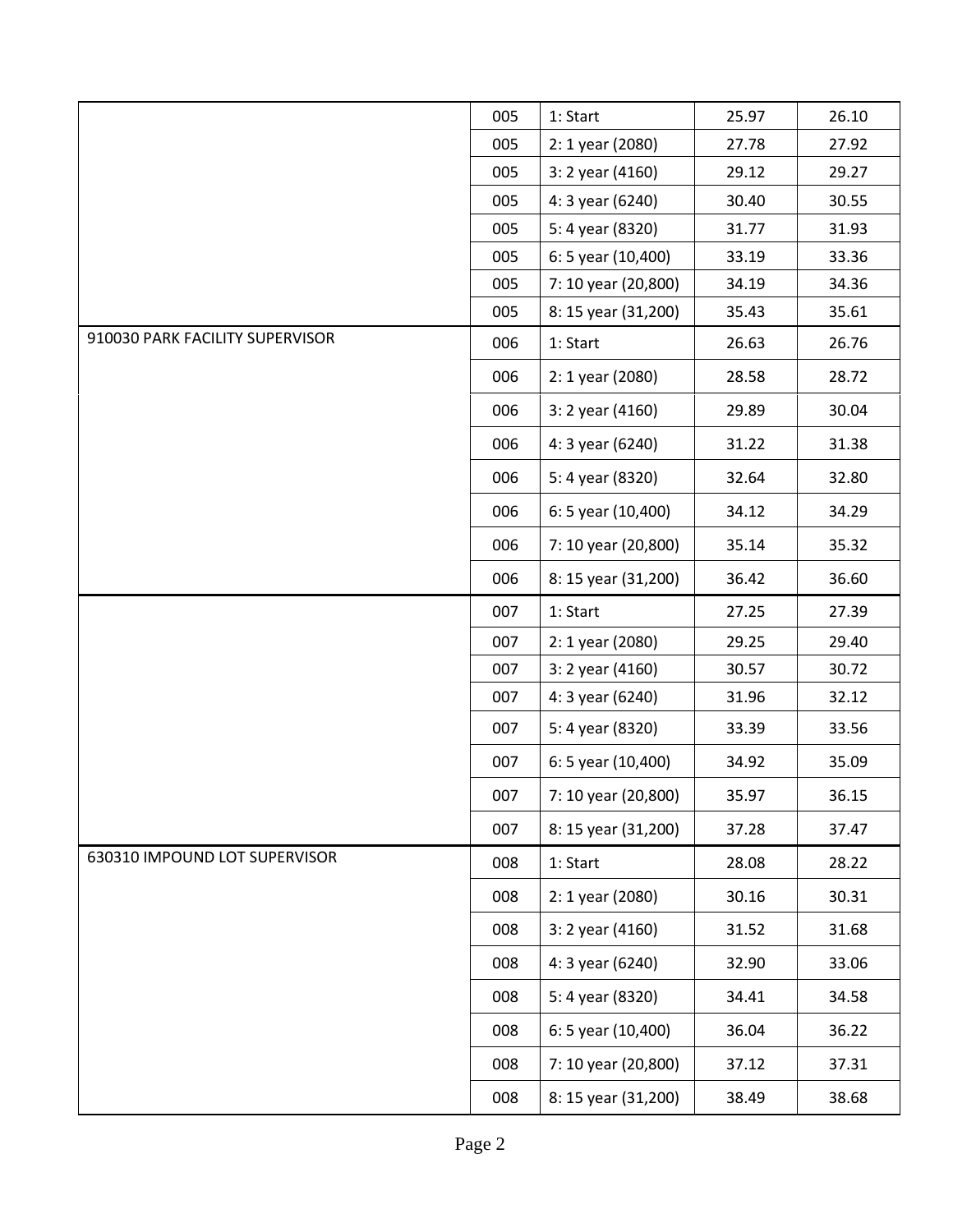| | | | | |
|---|---|---|---|---|
| | 005 | 1: Start | 25.97 | 26.10 |
| | 005 | 2: 1 year (2080) | 27.78 | 27.92 |
| | 005 | 3: 2 year (4160) | 29.12 | 29.27 |
| | 005 | 4: 3 year (6240) | 30.40 | 30.55 |
| | 005 | 5: 4 year (8320) | 31.77 | 31.93 |
| | 005 | 6: 5 year (10,400) | 33.19 | 33.36 |
| | 005 | 7: 10 year (20,800) | 34.19 | 34.36 |
| | 005 | 8: 15 year (31,200) | 35.43 | 35.61 |
| 910030 PARK FACILITY SUPERVISOR | 006 | 1: Start | 26.63 | 26.76 |
| | 006 | 2: 1 year (2080) | 28.58 | 28.72 |
| | 006 | 3: 2 year (4160) | 29.89 | 30.04 |
| | 006 | 4: 3 year (6240) | 31.22 | 31.38 |
| | 006 | 5: 4 year (8320) | 32.64 | 32.80 |
| | 006 | 6: 5 year (10,400) | 34.12 | 34.29 |
| | 006 | 7: 10 year (20,800) | 35.14 | 35.32 |
| | 006 | 8: 15 year (31,200) | 36.42 | 36.60 |
| | 007 | 1: Start | 27.25 | 27.39 |
| | 007 | 2: 1 year (2080) | 29.25 | 29.40 |
| | 007 | 3: 2 year (4160) | 30.57 | 30.72 |
| | 007 | 4: 3 year (6240) | 31.96 | 32.12 |
| | 007 | 5: 4 year (8320) | 33.39 | 33.56 |
| | 007 | 6: 5 year (10,400) | 34.92 | 35.09 |
| | 007 | 7: 10 year (20,800) | 35.97 | 36.15 |
| | 007 | 8: 15 year (31,200) | 37.28 | 37.47 |
| 630310 IMPOUND LOT SUPERVISOR | 008 | 1: Start | 28.08 | 28.22 |
| | 008 | 2: 1 year (2080) | 30.16 | 30.31 |
| | 008 | 3: 2 year (4160) | 31.52 | 31.68 |
| | 008 | 4: 3 year (6240) | 32.90 | 33.06 |
| | 008 | 5: 4 year (8320) | 34.41 | 34.58 |
| | 008 | 6: 5 year (10,400) | 36.04 | 36.22 |
| | 008 | 7: 10 year (20,800) | 37.12 | 37.31 |
| | 008 | 8: 15 year (31,200) | 38.49 | 38.68 |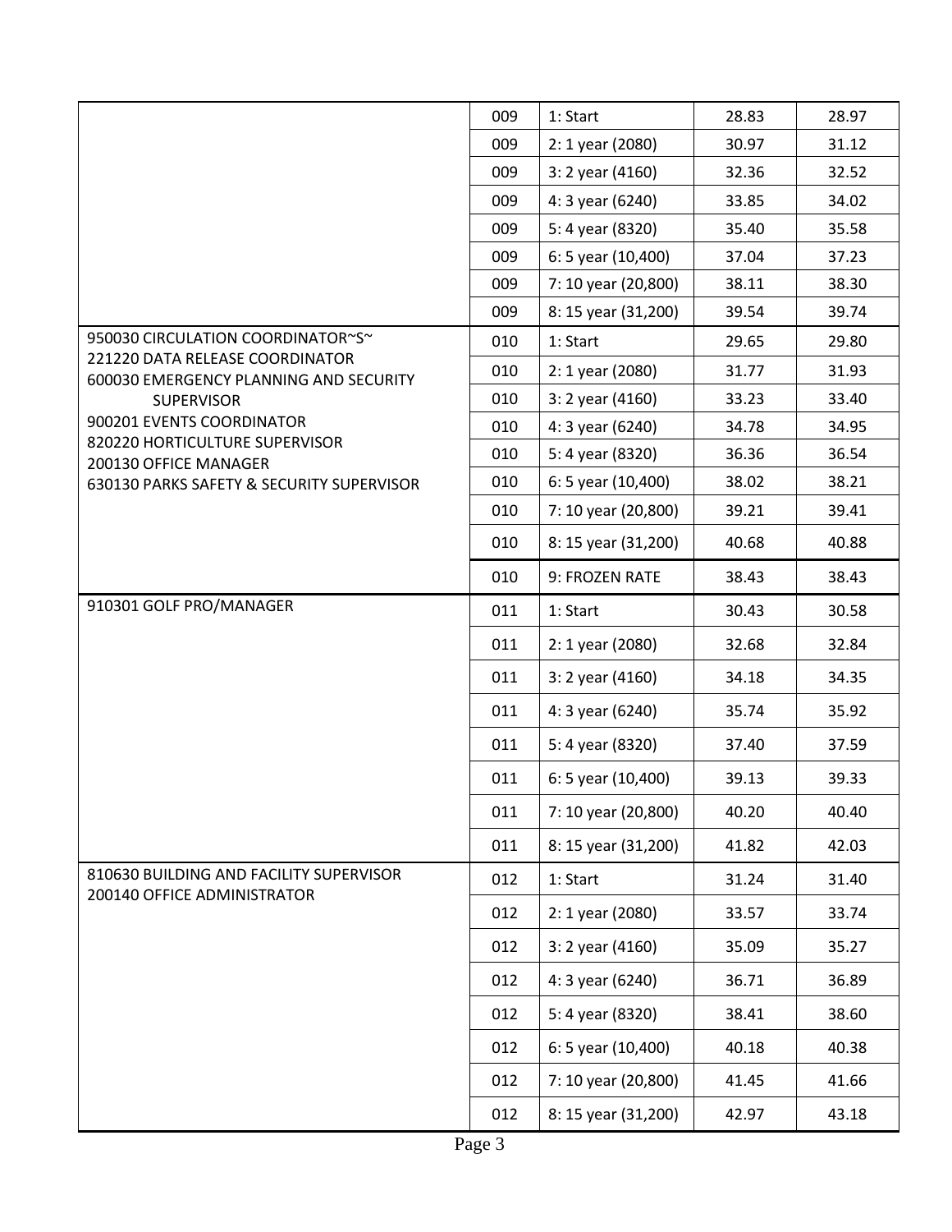| | | | | |
|---|---|---|---|---|
| | 009 | 1: Start | 28.83 | 28.97 |
| | 009 | 2: 1 year (2080) | 30.97 | 31.12 |
| | 009 | 3: 2 year (4160) | 32.36 | 32.52 |
| | 009 | 4: 3 year (6240) | 33.85 | 34.02 |
| | 009 | 5: 4 year (8320) | 35.40 | 35.58 |
| | 009 | 6: 5 year (10,400) | 37.04 | 37.23 |
| | 009 | 7: 10 year (20,800) | 38.11 | 38.30 |
| | 009 | 8: 15 year (31,200) | 39.54 | 39.74 |
| 950030 CIRCULATION COORDINATOR~S~<br>221220 DATA RELEASE COORDINATOR<br>600030 EMERGENCY PLANNING AND SECURITY SUPERVISOR<br>900201 EVENTS COORDINATOR<br>820220 HORTICULTURE SUPERVISOR<br>200130 OFFICE MANAGER<br>630130 PARKS SAFETY & SECURITY SUPERVISOR | 010 | 1: Start | 29.65 | 29.80 |
| | 010 | 2: 1 year (2080) | 31.77 | 31.93 |
| | 010 | 3: 2 year (4160) | 33.23 | 33.40 |
| | 010 | 4: 3 year (6240) | 34.78 | 34.95 |
| | 010 | 5: 4 year (8320) | 36.36 | 36.54 |
| | 010 | 6: 5 year (10,400) | 38.02 | 38.21 |
| | 010 | 7: 10 year (20,800) | 39.21 | 39.41 |
| | 010 | 8: 15 year (31,200) | 40.68 | 40.88 |
| | 010 | 9: FROZEN RATE | 38.43 | 38.43 |
| 910301 GOLF PRO/MANAGER | 011 | 1: Start | 30.43 | 30.58 |
| | 011 | 2: 1 year (2080) | 32.68 | 32.84 |
| | 011 | 3: 2 year (4160) | 34.18 | 34.35 |
| | 011 | 4: 3 year (6240) | 35.74 | 35.92 |
| | 011 | 5: 4 year (8320) | 37.40 | 37.59 |
| | 011 | 6: 5 year (10,400) | 39.13 | 39.33 |
| | 011 | 7: 10 year (20,800) | 40.20 | 40.40 |
| | 011 | 8: 15 year (31,200) | 41.82 | 42.03 |
| 810630 BUILDING AND FACILITY SUPERVISOR<br>200140 OFFICE ADMINISTRATOR | 012 | 1: Start | 31.24 | 31.40 |
| | 012 | 2: 1 year (2080) | 33.57 | 33.74 |
| | 012 | 3: 2 year (4160) | 35.09 | 35.27 |
| | 012 | 4: 3 year (6240) | 36.71 | 36.89 |
| | 012 | 5: 4 year (8320) | 38.41 | 38.60 |
| | 012 | 6: 5 year (10,400) | 40.18 | 40.38 |
| | 012 | 7: 10 year (20,800) | 41.45 | 41.66 |
| | 012 | 8: 15 year (31,200) | 42.97 | 43.18 |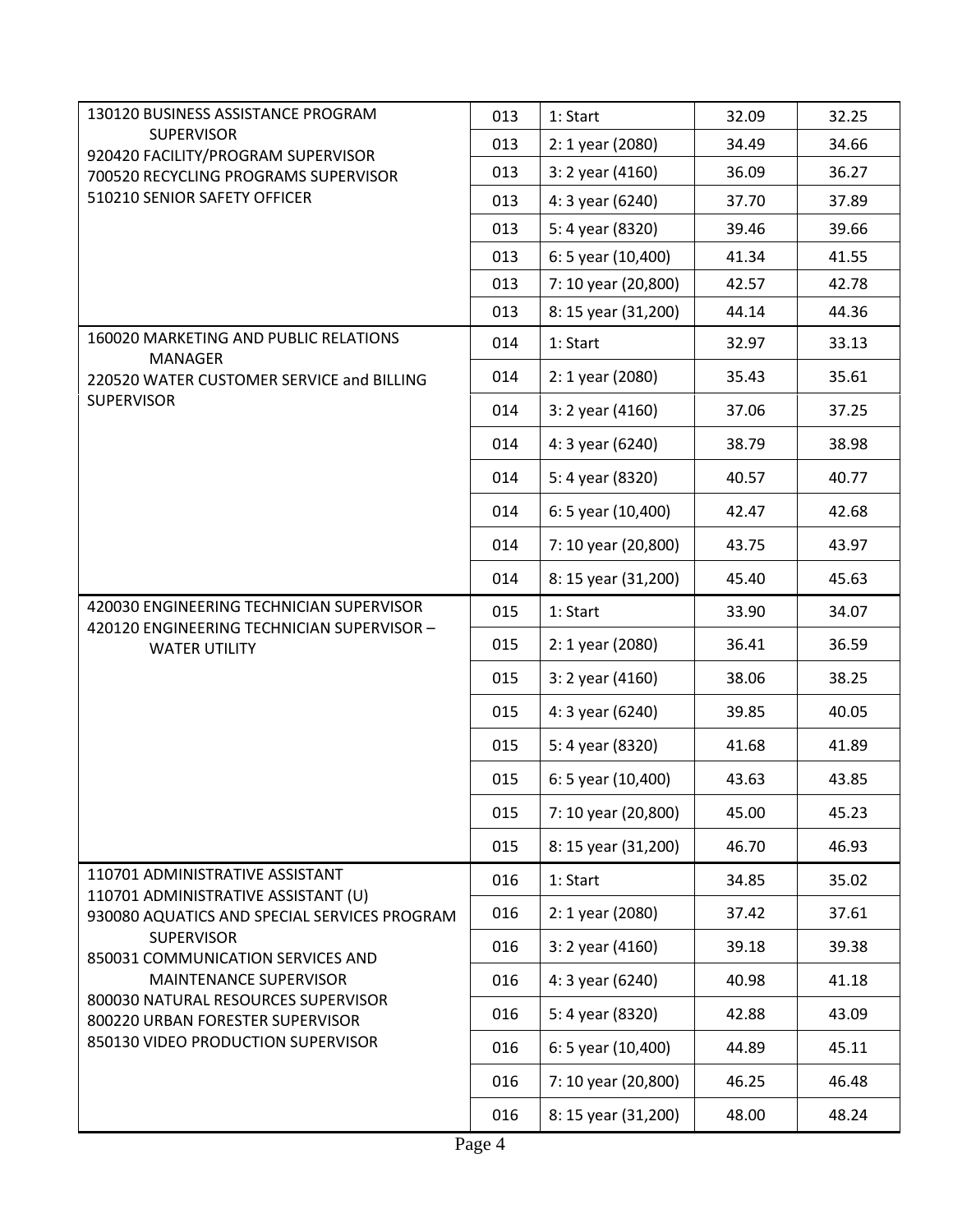| | | | | |
|---|---|---|---|---|
| 130120 BUSINESS ASSISTANCE PROGRAM SUPERVISOR<br>920420 FACILITY/PROGRAM SUPERVISOR<br>700520 RECYCLING PROGRAMS SUPERVISOR<br>510210 SENIOR SAFETY OFFICER | 013 | 1: Start | 32.09 | 32.25 |
| | 013 | 2: 1 year (2080) | 34.49 | 34.66 |
| | 013 | 3: 2 year (4160) | 36.09 | 36.27 |
| | 013 | 4: 3 year (6240) | 37.70 | 37.89 |
| | 013 | 5: 4 year (8320) | 39.46 | 39.66 |
| | 013 | 6: 5 year (10,400) | 41.34 | 41.55 |
| | 013 | 7: 10 year (20,800) | 42.57 | 42.78 |
| | 013 | 8: 15 year (31,200) | 44.14 | 44.36 |
| 160020 MARKETING AND PUBLIC RELATIONS MANAGER<br>220520 WATER CUSTOMER SERVICE and BILLING SUPERVISOR | 014 | 1: Start | 32.97 | 33.13 |
| | 014 | 2: 1 year (2080) | 35.43 | 35.61 |
| | 014 | 3: 2 year (4160) | 37.06 | 37.25 |
| | 014 | 4: 3 year (6240) | 38.79 | 38.98 |
| | 014 | 5: 4 year (8320) | 40.57 | 40.77 |
| | 014 | 6: 5 year (10,400) | 42.47 | 42.68 |
| | 014 | 7: 10 year (20,800) | 43.75 | 43.97 |
| | 014 | 8: 15 year (31,200) | 45.40 | 45.63 |
| 420030 ENGINEERING TECHNICIAN SUPERVISOR<br>420120 ENGINEERING TECHNICIAN SUPERVISOR – WATER UTILITY | 015 | 1: Start | 33.90 | 34.07 |
| | 015 | 2: 1 year (2080) | 36.41 | 36.59 |
| | 015 | 3: 2 year (4160) | 38.06 | 38.25 |
| | 015 | 4: 3 year (6240) | 39.85 | 40.05 |
| | 015 | 5: 4 year (8320) | 41.68 | 41.89 |
| | 015 | 6: 5 year (10,400) | 43.63 | 43.85 |
| | 015 | 7: 10 year (20,800) | 45.00 | 45.23 |
| | 015 | 8: 15 year (31,200) | 46.70 | 46.93 |
| 110701 ADMINISTRATIVE ASSISTANT<br>110701 ADMINISTRATIVE ASSISTANT (U)<br>930080 AQUATICS AND SPECIAL SERVICES PROGRAM SUPERVISOR<br>850031 COMMUNICATION SERVICES AND MAINTENANCE SUPERVISOR<br>800030 NATURAL RESOURCES SUPERVISOR<br>800220 URBAN FORESTER SUPERVISOR<br>850130 VIDEO PRODUCTION SUPERVISOR | 016 | 1: Start | 34.85 | 35.02 |
| | 016 | 2: 1 year (2080) | 37.42 | 37.61 |
| | 016 | 3: 2 year (4160) | 39.18 | 39.38 |
| | 016 | 4: 3 year (6240) | 40.98 | 41.18 |
| | 016 | 5: 4 year (8320) | 42.88 | 43.09 |
| | 016 | 6: 5 year (10,400) | 44.89 | 45.11 |
| | 016 | 7: 10 year (20,800) | 46.25 | 46.48 |
| | 016 | 8: 15 year (31,200) | 48.00 | 48.24 |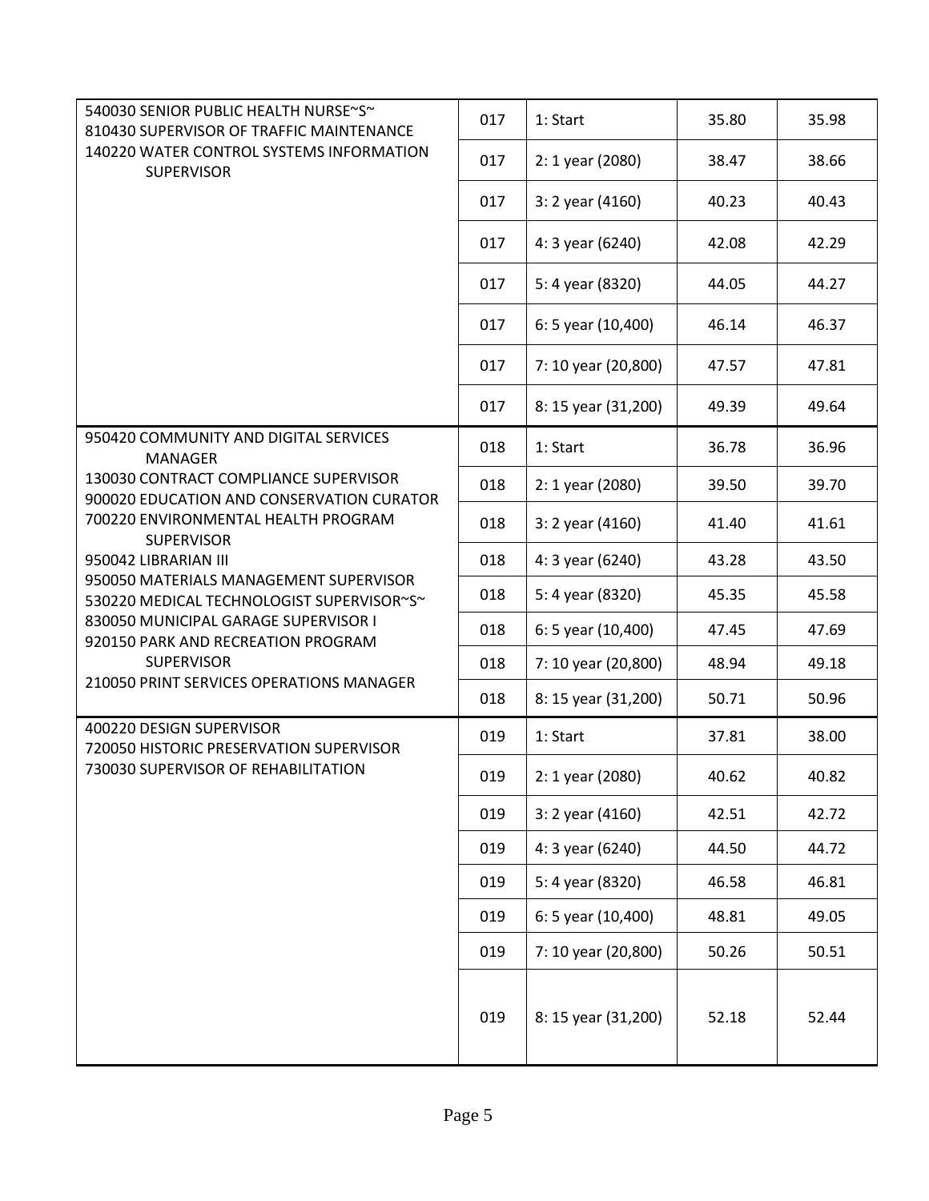| | | | | |
|---|---|---|---|---|
| 540030 SENIOR PUBLIC HEALTH NURSE~S~<br>810430 SUPERVISOR OF TRAFFIC MAINTENANCE<br>140220 WATER CONTROL SYSTEMS INFORMATION SUPERVISOR | 017 | 1: Start | 35.80 | 35.98 |
| | 017 | 2: 1 year (2080) | 38.47 | 38.66 |
| | 017 | 3: 2 year (4160) | 40.23 | 40.43 |
| | 017 | 4: 3 year (6240) | 42.08 | 42.29 |
| | 017 | 5: 4 year (8320) | 44.05 | 44.27 |
| | 017 | 6: 5 year (10,400) | 46.14 | 46.37 |
| | 017 | 7: 10 year (20,800) | 47.57 | 47.81 |
| | 017 | 8: 15 year (31,200) | 49.39 | 49.64 |
| 950420 COMMUNITY AND DIGITAL SERVICES MANAGER<br>130030 CONTRACT COMPLIANCE SUPERVISOR<br>900020 EDUCATION AND CONSERVATION CURATOR<br>700220 ENVIRONMENTAL HEALTH PROGRAM SUPERVISOR<br>950042 LIBRARIAN III<br>950050 MATERIALS MANAGEMENT SUPERVISOR<br>530220 MEDICAL TECHNOLOGIST SUPERVISOR~S~<br>830050 MUNICIPAL GARAGE SUPERVISOR I<br>920150 PARK AND RECREATION PROGRAM SUPERVISOR<br>210050 PRINT SERVICES OPERATIONS MANAGER | 018 | 1: Start | 36.78 | 36.96 |
| | 018 | 2: 1 year (2080) | 39.50 | 39.70 |
| | 018 | 3: 2 year (4160) | 41.40 | 41.61 |
| | 018 | 4: 3 year (6240) | 43.28 | 43.50 |
| | 018 | 5: 4 year (8320) | 45.35 | 45.58 |
| | 018 | 6: 5 year (10,400) | 47.45 | 47.69 |
| | 018 | 7: 10 year (20,800) | 48.94 | 49.18 |
| | 018 | 8: 15 year (31,200) | 50.71 | 50.96 |
| 400220 DESIGN SUPERVISOR<br>720050 HISTORIC PRESERVATION SUPERVISOR<br>730030 SUPERVISOR OF REHABILITATION | 019 | 1: Start | 37.81 | 38.00 |
| | 019 | 2: 1 year (2080) | 40.62 | 40.82 |
| | 019 | 3: 2 year (4160) | 42.51 | 42.72 |
| | 019 | 4: 3 year (6240) | 44.50 | 44.72 |
| | 019 | 5: 4 year (8320) | 46.58 | 46.81 |
| | 019 | 6: 5 year (10,400) | 48.81 | 49.05 |
| | 019 | 7: 10 year (20,800) | 50.26 | 50.51 |
| | 019 | 8: 15 year (31,200) | 52.18 | 52.44 |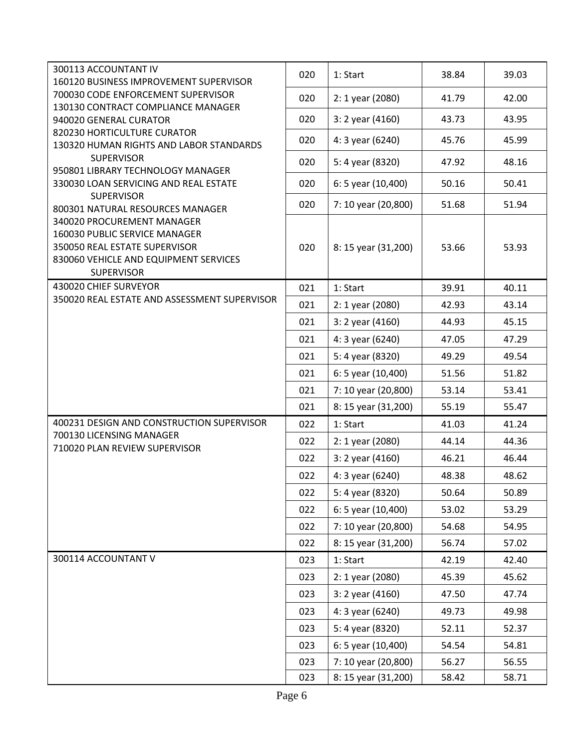| | | | | |
|---|---|---|---|---|
| 300113 ACCOUNTANT IV<br>160120 BUSINESS IMPROVEMENT SUPERVISOR<br>700030 CODE ENFORCEMENT SUPERVISOR<br>130130 CONTRACT COMPLIANCE MANAGER<br>940020 GENERAL CURATOR<br>820230 HORTICULTURE CURATOR<br>130320 HUMAN RIGHTS AND LABOR STANDARDS SUPERVISOR<br>950801 LIBRARY TECHNOLOGY MANAGER<br>330030 LOAN SERVICING AND REAL ESTATE SUPERVISOR<br>800301 NATURAL RESOURCES MANAGER<br>340020 PROCUREMENT MANAGER<br>160030 PUBLIC SERVICE MANAGER<br>350050 REAL ESTATE SUPERVISOR<br>830060 VEHICLE AND EQUIPMENT SERVICES SUPERVISOR | 020 | 1: Start | 38.84 | 39.03 |
| | 020 | 2: 1 year (2080) | 41.79 | 42.00 |
| | 020 | 3: 2 year (4160) | 43.73 | 43.95 |
| | 020 | 4: 3 year (6240) | 45.76 | 45.99 |
| | 020 | 5: 4 year (8320) | 47.92 | 48.16 |
| | 020 | 6: 5 year (10,400) | 50.16 | 50.41 |
| | 020 | 7: 10 year (20,800) | 51.68 | 51.94 |
| | 020 | 8: 15 year (31,200) | 53.66 | 53.93 |
| 430020 CHIEF SURVEYOR<br>350020 REAL ESTATE AND ASSESSMENT SUPERVISOR | 021 | 1: Start | 39.91 | 40.11 |
| | 021 | 2: 1 year (2080) | 42.93 | 43.14 |
| | 021 | 3: 2 year (4160) | 44.93 | 45.15 |
| | 021 | 4: 3 year (6240) | 47.05 | 47.29 |
| | 021 | 5: 4 year (8320) | 49.29 | 49.54 |
| | 021 | 6: 5 year (10,400) | 51.56 | 51.82 |
| | 021 | 7: 10 year (20,800) | 53.14 | 53.41 |
| | 021 | 8: 15 year (31,200) | 55.19 | 55.47 |
| 400231 DESIGN AND CONSTRUCTION SUPERVISOR<br>700130 LICENSING MANAGER<br>710020 PLAN REVIEW SUPERVISOR | 022 | 1: Start | 41.03 | 41.24 |
| | 022 | 2: 1 year (2080) | 44.14 | 44.36 |
| | 022 | 3: 2 year (4160) | 46.21 | 46.44 |
| | 022 | 4: 3 year (6240) | 48.38 | 48.62 |
| | 022 | 5: 4 year (8320) | 50.64 | 50.89 |
| | 022 | 6: 5 year (10,400) | 53.02 | 53.29 |
| | 022 | 7: 10 year (20,800) | 54.68 | 54.95 |
| | 022 | 8: 15 year (31,200) | 56.74 | 57.02 |
| 300114 ACCOUNTANT V | 023 | 1: Start | 42.19 | 42.40 |
| | 023 | 2: 1 year (2080) | 45.39 | 45.62 |
| | 023 | 3: 2 year (4160) | 47.50 | 47.74 |
| | 023 | 4: 3 year (6240) | 49.73 | 49.98 |
| | 023 | 5: 4 year (8320) | 52.11 | 52.37 |
| | 023 | 6: 5 year (10,400) | 54.54 | 54.81 |
| | 023 | 7: 10 year (20,800) | 56.27 | 56.55 |
| | 023 | 8: 15 year (31,200) | 58.42 | 58.71 |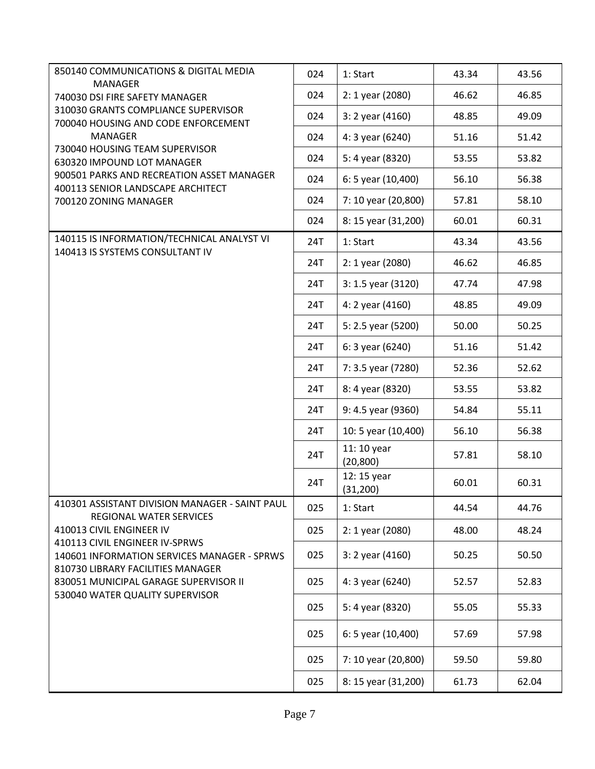| | | | | |
|---|---|---|---|---|
| 850140 COMMUNICATIONS & DIGITAL MEDIA MANAGER<br>740030 DSI FIRE SAFETY MANAGER<br>310030 GRANTS COMPLIANCE SUPERVISOR<br>700040 HOUSING AND CODE ENFORCEMENT MANAGER<br>730040 HOUSING TEAM SUPERVISOR<br>630320 IMPOUND LOT MANAGER<br>900501 PARKS AND RECREATION ASSET MANAGER<br>400113 SENIOR LANDSCAPE ARCHITECT<br>700120 ZONING MANAGER | 024 | 1: Start | 43.34 | 43.56 |
| | 024 | 2: 1 year (2080) | 46.62 | 46.85 |
| | 024 | 3: 2 year (4160) | 48.85 | 49.09 |
| | 024 | 4: 3 year (6240) | 51.16 | 51.42 |
| | 024 | 5: 4 year (8320) | 53.55 | 53.82 |
| | 024 | 6: 5 year (10,400) | 56.10 | 56.38 |
| | 024 | 7: 10 year (20,800) | 57.81 | 58.10 |
| | 024 | 8: 15 year (31,200) | 60.01 | 60.31 |
| 140115 IS INFORMATION/TECHNICAL ANALYST VI<br>140413 IS SYSTEMS CONSULTANT IV | 24T | 1: Start | 43.34 | 43.56 |
| | 24T | 2: 1 year (2080) | 46.62 | 46.85 |
| | 24T | 3: 1.5 year (3120) | 47.74 | 47.98 |
| | 24T | 4: 2 year (4160) | 48.85 | 49.09 |
| | 24T | 5: 2.5 year (5200) | 50.00 | 50.25 |
| | 24T | 6: 3 year (6240) | 51.16 | 51.42 |
| | 24T | 7: 3.5 year (7280) | 52.36 | 52.62 |
| | 24T | 8: 4 year (8320) | 53.55 | 53.82 |
| | 24T | 9: 4.5 year (9360) | 54.84 | 55.11 |
| | 24T | 10: 5 year (10,400) | 56.10 | 56.38 |
| | 24T | 11: 10 year (20,800) | 57.81 | 58.10 |
| | 24T | 12: 15 year (31,200) | 60.01 | 60.31 |
| 410301 ASSISTANT DIVISION MANAGER - SAINT PAUL REGIONAL WATER SERVICES<br>410013 CIVIL ENGINEER IV<br>410113 CIVIL ENGINEER IV-SPRWS<br>140601 INFORMATION SERVICES MANAGER - SPRWS<br>810730 LIBRARY FACILITIES MANAGER<br>830051 MUNICIPAL GARAGE SUPERVISOR II<br>530040 WATER QUALITY SUPERVISOR | 025 | 1: Start | 44.54 | 44.76 |
| | 025 | 2: 1 year (2080) | 48.00 | 48.24 |
| | 025 | 3: 2 year (4160) | 50.25 | 50.50 |
| | 025 | 4: 3 year (6240) | 52.57 | 52.83 |
| | 025 | 5: 4 year (8320) | 55.05 | 55.33 |
| | 025 | 6: 5 year (10,400) | 57.69 | 57.98 |
| | 025 | 7: 10 year (20,800) | 59.50 | 59.80 |
| | 025 | 8: 15 year (31,200) | 61.73 | 62.04 |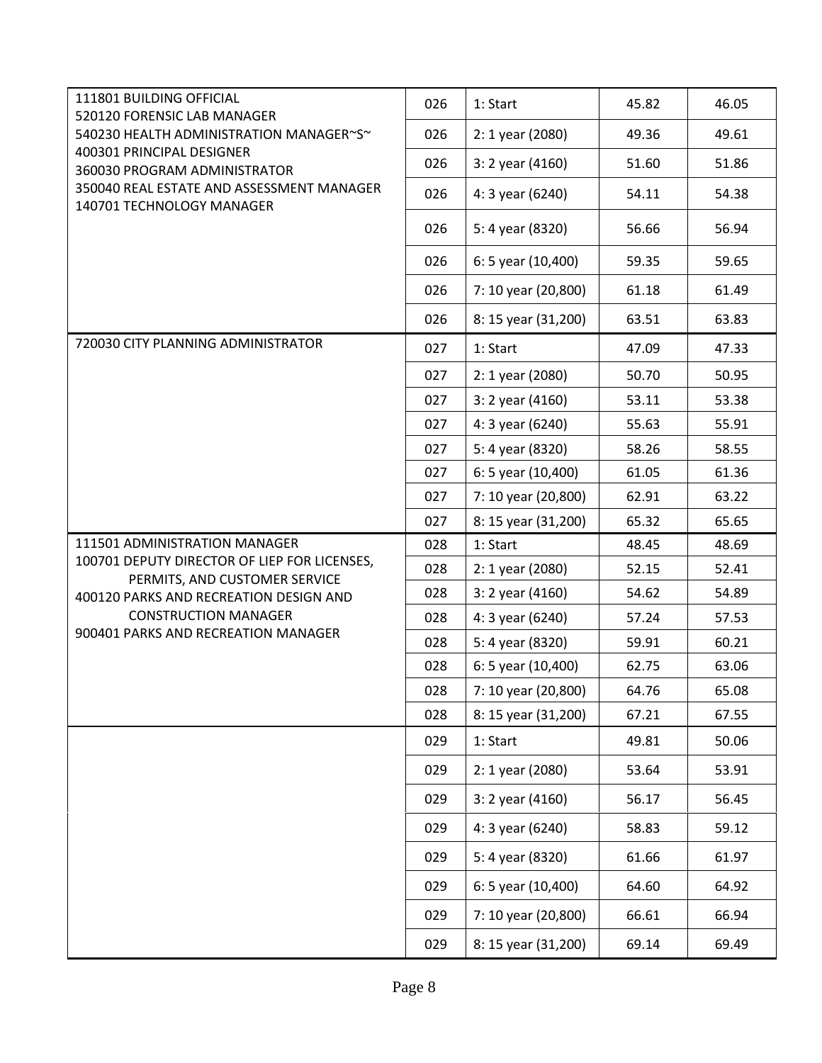| | | | | |
|---|---|---|---|---|
| 111801 BUILDING OFFICIAL<br>520120 FORENSIC LAB MANAGER<br>540230 HEALTH ADMINISTRATION MANAGER~S~<br>400301 PRINCIPAL DESIGNER<br>360030 PROGRAM ADMINISTRATOR<br>350040 REAL ESTATE AND ASSESSMENT MANAGER<br>140701 TECHNOLOGY MANAGER | 026 | 1: Start | 45.82 | 46.05 |
| | 026 | 2: 1 year (2080) | 49.36 | 49.61 |
| | 026 | 3: 2 year (4160) | 51.60 | 51.86 |
| | 026 | 4: 3 year (6240) | 54.11 | 54.38 |
| | 026 | 5: 4 year (8320) | 56.66 | 56.94 |
| | 026 | 6: 5 year (10,400) | 59.35 | 59.65 |
| | 026 | 7: 10 year (20,800) | 61.18 | 61.49 |
| | 026 | 8: 15 year (31,200) | 63.51 | 63.83 |
| 720030 CITY PLANNING ADMINISTRATOR | 027 | 1: Start | 47.09 | 47.33 |
| | 027 | 2: 1 year (2080) | 50.70 | 50.95 |
| | 027 | 3: 2 year (4160) | 53.11 | 53.38 |
| | 027 | 4: 3 year (6240) | 55.63 | 55.91 |
| | 027 | 5: 4 year (8320) | 58.26 | 58.55 |
| | 027 | 6: 5 year (10,400) | 61.05 | 61.36 |
| | 027 | 7: 10 year (20,800) | 62.91 | 63.22 |
| | 027 | 8: 15 year (31,200) | 65.32 | 65.65 |
| 111501 ADMINISTRATION MANAGER<br>100701 DEPUTY DIRECTOR OF LIEP FOR LICENSES, PERMITS, AND CUSTOMER SERVICE<br>400120 PARKS AND RECREATION DESIGN AND CONSTRUCTION MANAGER<br>900401 PARKS AND RECREATION MANAGER | 028 | 1: Start | 48.45 | 48.69 |
| | 028 | 2: 1 year (2080) | 52.15 | 52.41 |
| | 028 | 3: 2 year (4160) | 54.62 | 54.89 |
| | 028 | 4: 3 year (6240) | 57.24 | 57.53 |
| | 028 | 5: 4 year (8320) | 59.91 | 60.21 |
| | 028 | 6: 5 year (10,400) | 62.75 | 63.06 |
| | 028 | 7: 10 year (20,800) | 64.76 | 65.08 |
| | 028 | 8: 15 year (31,200) | 67.21 | 67.55 |
| | 029 | 1: Start | 49.81 | 50.06 |
| | 029 | 2: 1 year (2080) | 53.64 | 53.91 |
| | 029 | 3: 2 year (4160) | 56.17 | 56.45 |
| | 029 | 4: 3 year (6240) | 58.83 | 59.12 |
| | 029 | 5: 4 year (8320) | 61.66 | 61.97 |
| | 029 | 6: 5 year (10,400) | 64.60 | 64.92 |
| | 029 | 7: 10 year (20,800) | 66.61 | 66.94 |
| | 029 | 8: 15 year (31,200) | 69.14 | 69.49 |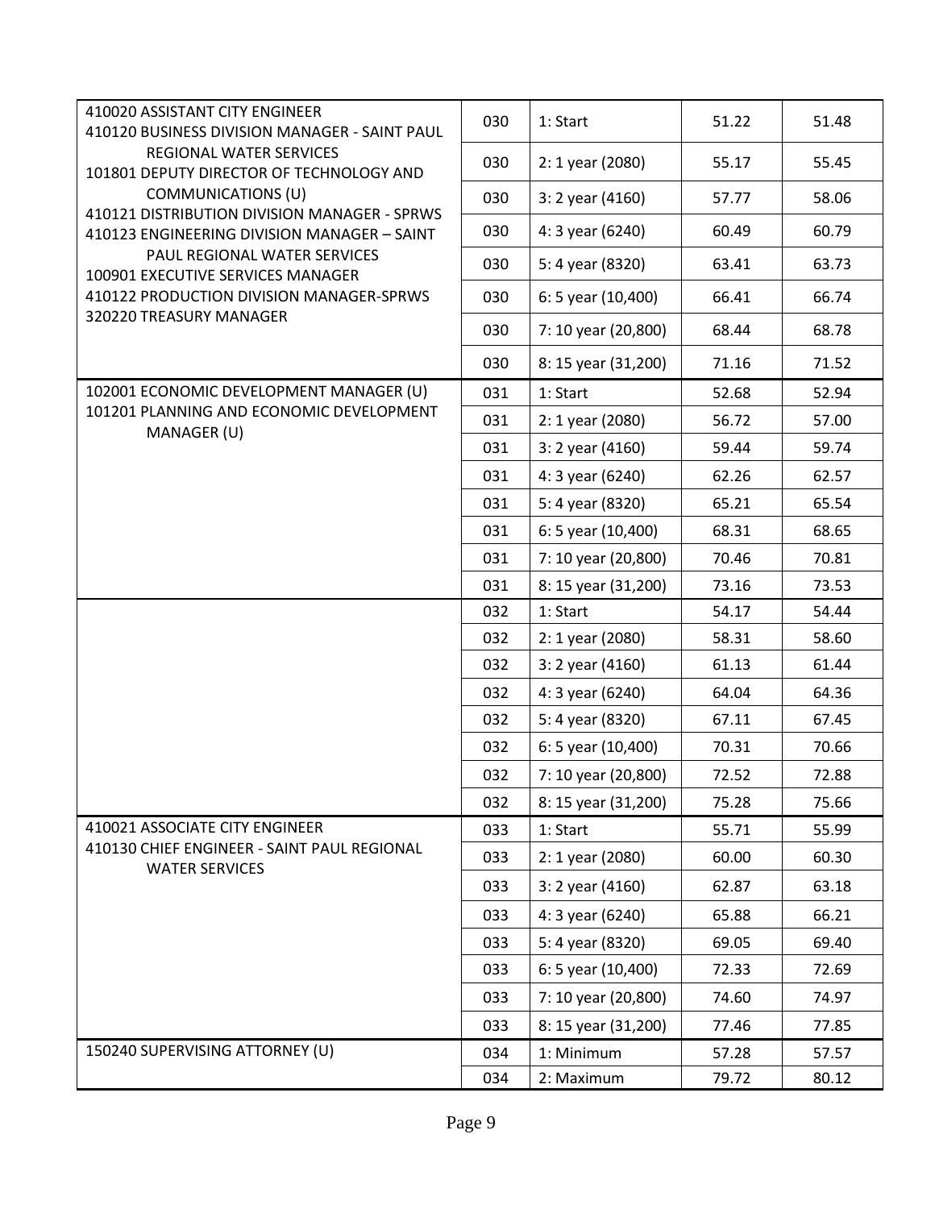| Title | Grade | Step | Rate 1 | Rate 2 |
|---|---|---|---|---|
| 410020 ASSISTANT CITY ENGINEER<br>410120 BUSINESS DIVISION MANAGER - SAINT PAUL REGIONAL WATER SERVICES<br>101801 DEPUTY DIRECTOR OF TECHNOLOGY AND COMMUNICATIONS (U)<br>410121 DISTRIBUTION DIVISION MANAGER - SPRWS<br>410123 ENGINEERING DIVISION MANAGER – SAINT PAUL REGIONAL WATER SERVICES<br>100901 EXECUTIVE SERVICES MANAGER<br>410122 PRODUCTION DIVISION MANAGER-SPRWS<br>320220 TREASURY MANAGER | 030 | 1: Start | 51.22 | 51.48 |
| | 030 | 2: 1 year (2080) | 55.17 | 55.45 |
| | 030 | 3: 2 year (4160) | 57.77 | 58.06 |
| | 030 | 4: 3 year (6240) | 60.49 | 60.79 |
| | 030 | 5: 4 year (8320) | 63.41 | 63.73 |
| | 030 | 6: 5 year (10,400) | 66.41 | 66.74 |
| | 030 | 7: 10 year (20,800) | 68.44 | 68.78 |
| | 030 | 8: 15 year (31,200) | 71.16 | 71.52 |
| 102001 ECONOMIC DEVELOPMENT MANAGER (U)<br>101201 PLANNING AND ECONOMIC DEVELOPMENT MANAGER (U) | 031 | 1: Start | 52.68 | 52.94 |
| | 031 | 2: 1 year (2080) | 56.72 | 57.00 |
| | 031 | 3: 2 year (4160) | 59.44 | 59.74 |
| | 031 | 4: 3 year (6240) | 62.26 | 62.57 |
| | 031 | 5: 4 year (8320) | 65.21 | 65.54 |
| | 031 | 6: 5 year (10,400) | 68.31 | 68.65 |
| | 031 | 7: 10 year (20,800) | 70.46 | 70.81 |
| | 031 | 8: 15 year (31,200) | 73.16 | 73.53 |
| | 032 | 1: Start | 54.17 | 54.44 |
| | 032 | 2: 1 year (2080) | 58.31 | 58.60 |
| | 032 | 3: 2 year (4160) | 61.13 | 61.44 |
| | 032 | 4: 3 year (6240) | 64.04 | 64.36 |
| | 032 | 5: 4 year (8320) | 67.11 | 67.45 |
| | 032 | 6: 5 year (10,400) | 70.31 | 70.66 |
| | 032 | 7: 10 year (20,800) | 72.52 | 72.88 |
| | 032 | 8: 15 year (31,200) | 75.28 | 75.66 |
| 410021 ASSOCIATE CITY ENGINEER<br>410130 CHIEF ENGINEER - SAINT PAUL REGIONAL WATER SERVICES | 033 | 1: Start | 55.71 | 55.99 |
| | 033 | 2: 1 year (2080) | 60.00 | 60.30 |
| | 033 | 3: 2 year (4160) | 62.87 | 63.18 |
| | 033 | 4: 3 year (6240) | 65.88 | 66.21 |
| | 033 | 5: 4 year (8320) | 69.05 | 69.40 |
| | 033 | 6: 5 year (10,400) | 72.33 | 72.69 |
| | 033 | 7: 10 year (20,800) | 74.60 | 74.97 |
| | 033 | 8: 15 year (31,200) | 77.46 | 77.85 |
| 150240 SUPERVISING ATTORNEY (U) | 034 | 1: Minimum | 57.28 | 57.57 |
| | 034 | 2: Maximum | 79.72 | 80.12 |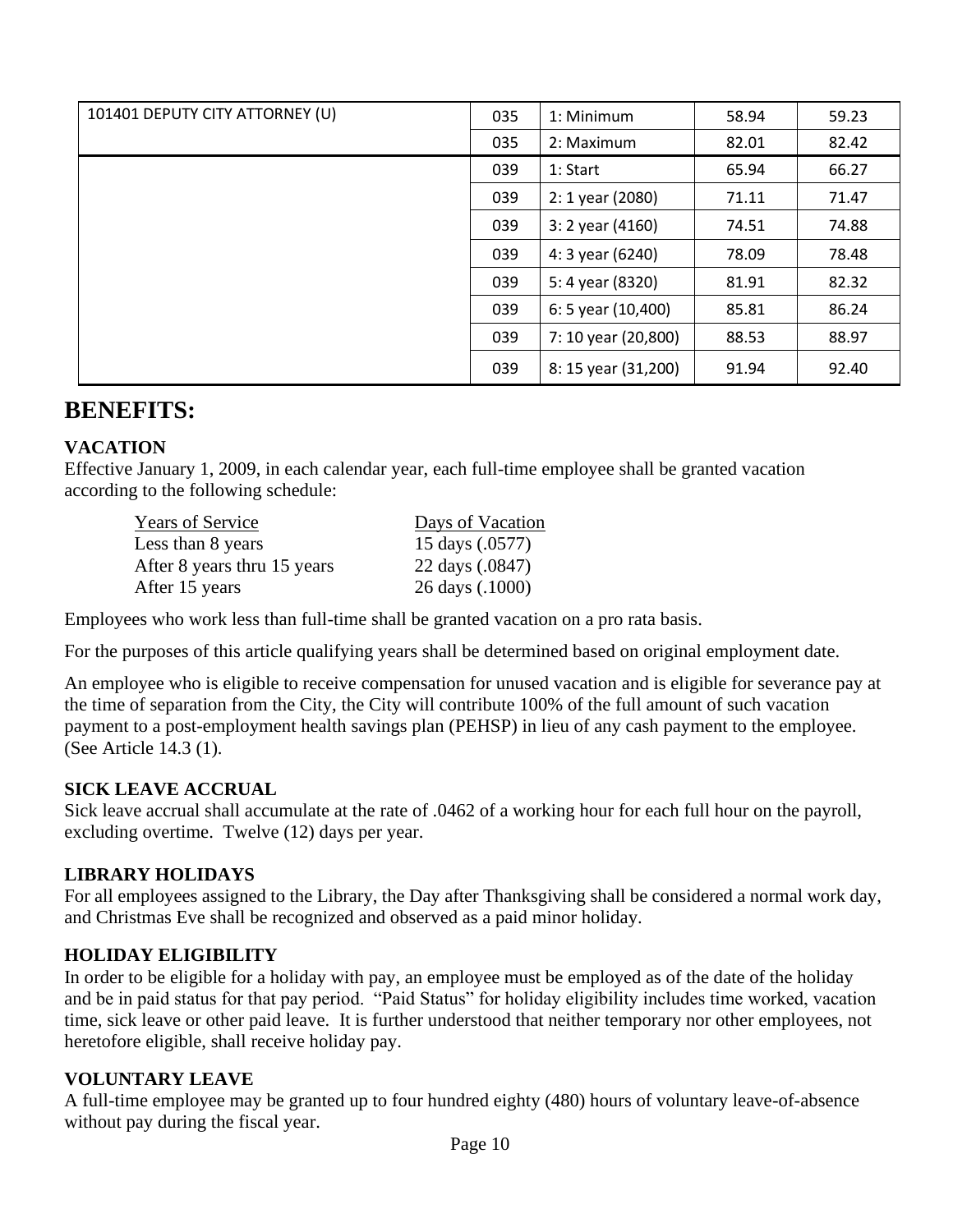| | | | | |
|---|---|---|---|---|
| 101401 DEPUTY CITY ATTORNEY (U) | 035 | 1: Minimum | 58.94 | 59.23 |
| | 035 | 2: Maximum | 82.01 | 82.42 |
| | 039 | 1: Start | 65.94 | 66.27 |
| | 039 | 2: 1 year (2080) | 71.11 | 71.47 |
| | 039 | 3: 2 year (4160) | 74.51 | 74.88 |
| | 039 | 4: 3 year (6240) | 78.09 | 78.48 |
| | 039 | 5: 4 year (8320) | 81.91 | 82.32 |
| | 039 | 6: 5 year (10,400) | 85.81 | 86.24 |
| | 039 | 7: 10 year (20,800) | 88.53 | 88.97 |
| | 039 | 8: 15 year (31,200) | 91.94 | 92.40 |

# BENEFITS:

### VACATION

Effective January 1, 2009, in each calendar year, each full-time employee shall be granted vacation according to the following schedule:

| Years of Service | Days of Vacation |
|---|---|
| Less than 8 years | 15 days (.0577) |
| After 8 years thru 15 years | 22 days (.0847) |
| After 15 years | 26 days (.1000) |

Employees who work less than full-time shall be granted vacation on a pro rata basis.

For the purposes of this article qualifying years shall be determined based on original employment date.

An employee who is eligible to receive compensation for unused vacation and is eligible for severance pay at the time of separation from the City, the City will contribute 100% of the full amount of such vacation payment to a post-employment health savings plan (PEHSP) in lieu of any cash payment to the employee. (See Article 14.3 (1).

### SICK LEAVE ACCRUAL

Sick leave accrual shall accumulate at the rate of .0462 of a working hour for each full hour on the payroll, excluding overtime. Twelve (12) days per year.

### LIBRARY HOLIDAYS

For all employees assigned to the Library, the Day after Thanksgiving shall be considered a normal work day, and Christmas Eve shall be recognized and observed as a paid minor holiday.

### HOLIDAY ELIGIBILITY

In order to be eligible for a holiday with pay, an employee must be employed as of the date of the holiday and be in paid status for that pay period. "Paid Status" for holiday eligibility includes time worked, vacation time, sick leave or other paid leave. It is further understood that neither temporary nor other employees, not heretofore eligible, shall receive holiday pay.

### VOLUNTARY LEAVE

A full-time employee may be granted up to four hundred eighty (480) hours of voluntary leave-of-absence without pay during the fiscal year.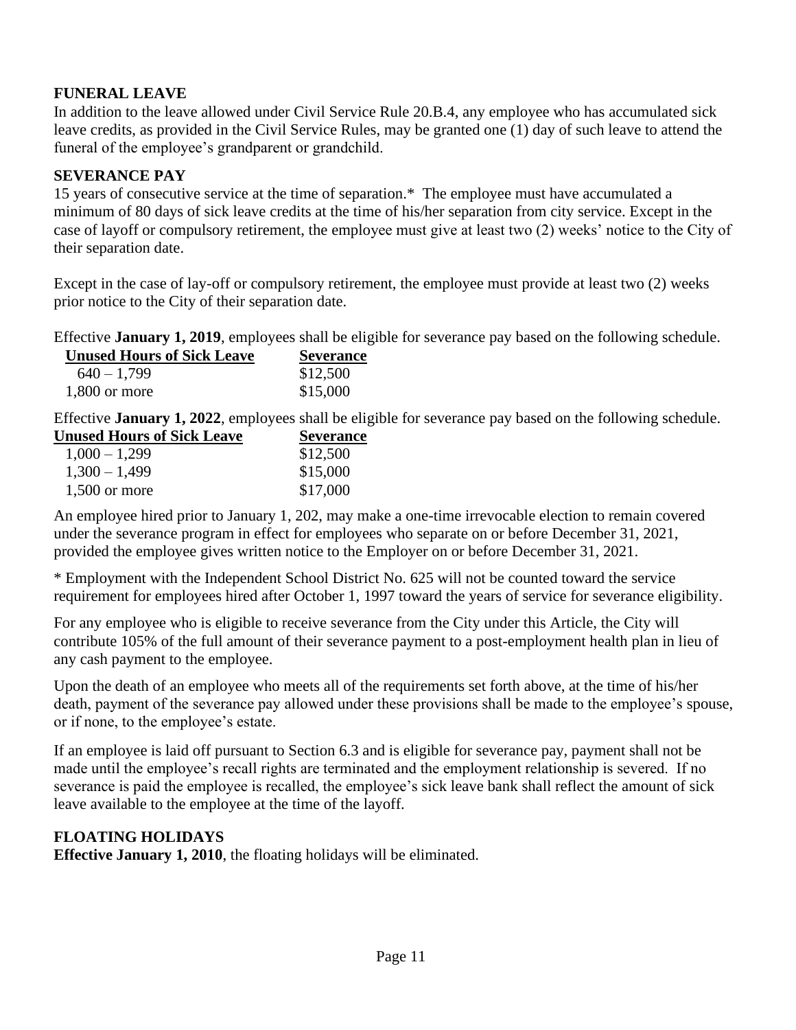## FUNERAL LEAVE

In addition to the leave allowed under Civil Service Rule 20.B.4, any employee who has accumulated sick leave credits, as provided in the Civil Service Rules, may be granted one (1) day of such leave to attend the funeral of the employee's grandparent or grandchild.

## SEVERANCE PAY

15 years of consecutive service at the time of separation.* The employee must have accumulated a minimum of 80 days of sick leave credits at the time of his/her separation from city service. Except in the case of layoff or compulsory retirement, the employee must give at least two (2) weeks' notice to the City of their separation date.

Except in the case of lay-off or compulsory retirement, the employee must provide at least two (2) weeks prior notice to the City of their separation date.

Effective **January 1, 2019**, employees shall be eligible for severance pay based on the following schedule.

| Unused Hours of Sick Leave | Severance |
|---|---|
| 640 – 1,799 | $12,500 |
| 1,800 or more | $15,000 |

Effective **January 1, 2022**, employees shall be eligible for severance pay based on the following schedule.

| Unused Hours of Sick Leave | Severance |
|---|---|
| 1,000 – 1,299 | $12,500 |
| 1,300 – 1,499 | $15,000 |
| 1,500 or more | $17,000 |

An employee hired prior to January 1, 202, may make a one-time irrevocable election to remain covered under the severance program in effect for employees who separate on or before December 31, 2021, provided the employee gives written notice to the Employer on or before December 31, 2021.

* Employment with the Independent School District No. 625 will not be counted toward the service requirement for employees hired after October 1, 1997 toward the years of service for severance eligibility.

For any employee who is eligible to receive severance from the City under this Article, the City will contribute 105% of the full amount of their severance payment to a post-employment health plan in lieu of any cash payment to the employee.

Upon the death of an employee who meets all of the requirements set forth above, at the time of his/her death, payment of the severance pay allowed under these provisions shall be made to the employee's spouse, or if none, to the employee's estate.

If an employee is laid off pursuant to Section 6.3 and is eligible for severance pay, payment shall not be made until the employee's recall rights are terminated and the employment relationship is severed. If no severance is paid the employee is recalled, the employee's sick leave bank shall reflect the amount of sick leave available to the employee at the time of the layoff.

## FLOATING HOLIDAYS

**Effective January 1, 2010**, the floating holidays will be eliminated.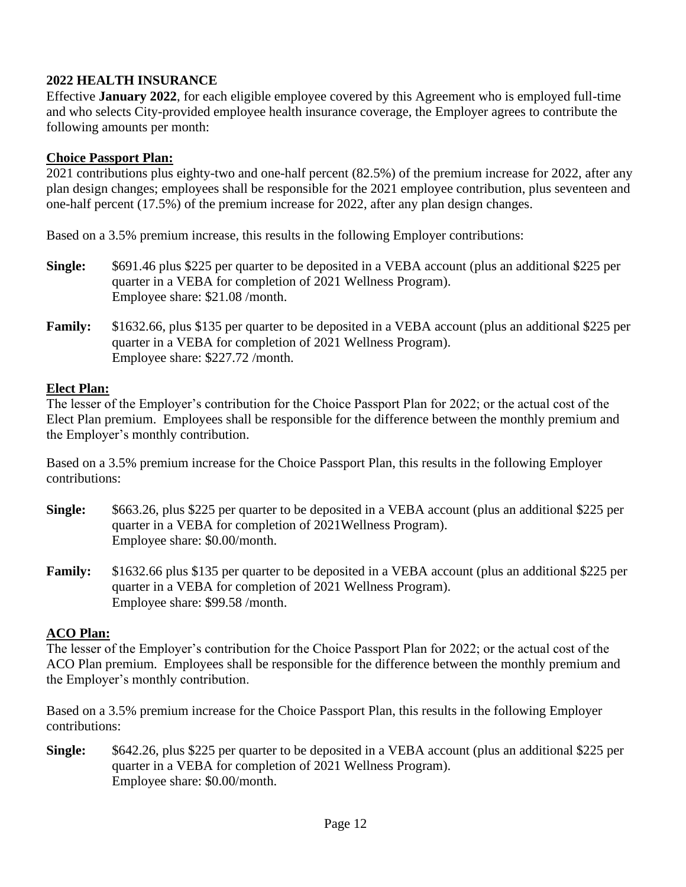**2022 HEALTH INSURANCE**

Effective **January 2022**, for each eligible employee covered by this Agreement who is employed full-time and who selects City-provided employee health insurance coverage, the Employer agrees to contribute the following amounts per month:

**Choice Passport Plan:**

2021 contributions plus eighty-two and one-half percent (82.5%) of the premium increase for 2022, after any plan design changes; employees shall be responsible for the 2021 employee contribution, plus seventeen and one-half percent (17.5%) of the premium increase for 2022, after any plan design changes.

Based on a 3.5% premium increase, this results in the following Employer contributions:

**Single:** $691.46 plus $225 per quarter to be deposited in a VEBA account (plus an additional $225 per quarter in a VEBA for completion of 2021 Wellness Program).
Employee share: $21.08 /month.

**Family:** $1632.66, plus $135 per quarter to be deposited in a VEBA account (plus an additional $225 per quarter in a VEBA for completion of 2021 Wellness Program).
Employee share: $227.72 /month.

**Elect Plan:**

The lesser of the Employer's contribution for the Choice Passport Plan for 2022; or the actual cost of the Elect Plan premium. Employees shall be responsible for the difference between the monthly premium and the Employer's monthly contribution.

Based on a 3.5% premium increase for the Choice Passport Plan, this results in the following Employer contributions:

**Single:** $663.26, plus $225 per quarter to be deposited in a VEBA account (plus an additional $225 per quarter in a VEBA for completion of 2021Wellness Program).
Employee share: $0.00/month.

**Family:** $1632.66 plus $135 per quarter to be deposited in a VEBA account (plus an additional $225 per quarter in a VEBA for completion of 2021 Wellness Program).
Employee share: $99.58 /month.

**ACO Plan:**

The lesser of the Employer's contribution for the Choice Passport Plan for 2022; or the actual cost of the ACO Plan premium. Employees shall be responsible for the difference between the monthly premium and the Employer's monthly contribution.

Based on a 3.5% premium increase for the Choice Passport Plan, this results in the following Employer contributions:

**Single:** $642.26, plus $225 per quarter to be deposited in a VEBA account (plus an additional $225 per quarter in a VEBA for completion of 2021 Wellness Program).
Employee share: $0.00/month.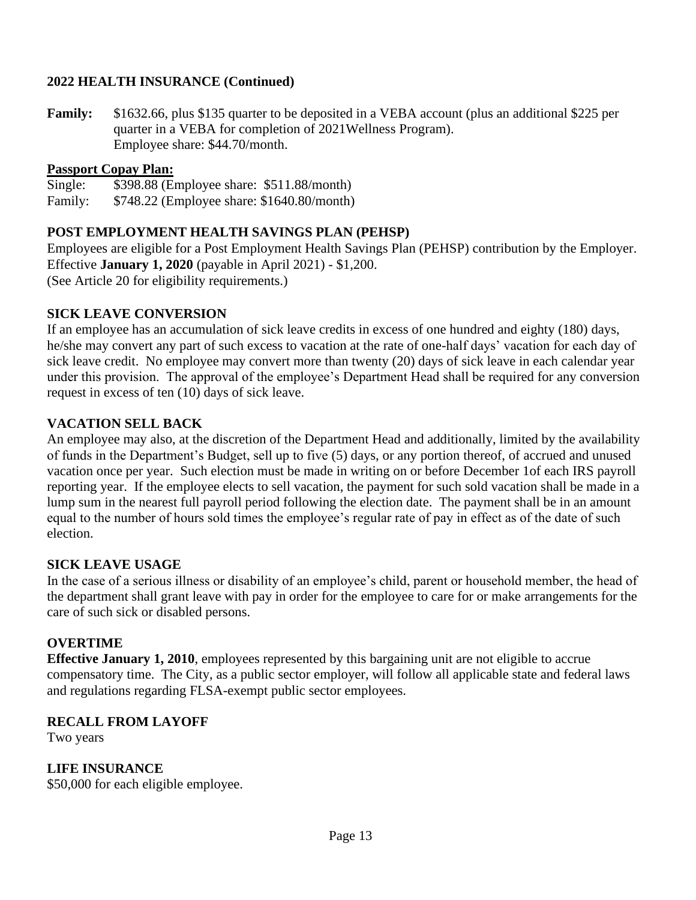## 2022 HEALTH INSURANCE (Continued)

**Family:** $1632.66, plus $135 quarter to be deposited in a VEBA account (plus an additional $225 per quarter in a VEBA for completion of 2021Wellness Program).
Employee share: $44.70/month.

**Passport Copay Plan:**

Single: $398.88 (Employee share: $511.88/month)
Family: $748.22 (Employee share: $1640.80/month)

## POST EMPLOYMENT HEALTH SAVINGS PLAN (PEHSP)

Employees are eligible for a Post Employment Health Savings Plan (PEHSP) contribution by the Employer. Effective **January 1, 2020** (payable in April 2021) - $1,200.
(See Article 20 for eligibility requirements.)

## SICK LEAVE CONVERSION

If an employee has an accumulation of sick leave credits in excess of one hundred and eighty (180) days, he/she may convert any part of such excess to vacation at the rate of one-half days' vacation for each day of sick leave credit. No employee may convert more than twenty (20) days of sick leave in each calendar year under this provision. The approval of the employee's Department Head shall be required for any conversion request in excess of ten (10) days of sick leave.

## VACATION SELL BACK

An employee may also, at the discretion of the Department Head and additionally, limited by the availability of funds in the Department's Budget, sell up to five (5) days, or any portion thereof, of accrued and unused vacation once per year. Such election must be made in writing on or before December 1of each IRS payroll reporting year. If the employee elects to sell vacation, the payment for such sold vacation shall be made in a lump sum in the nearest full payroll period following the election date. The payment shall be in an amount equal to the number of hours sold times the employee's regular rate of pay in effect as of the date of such election.

## SICK LEAVE USAGE

In the case of a serious illness or disability of an employee's child, parent or household member, the head of the department shall grant leave with pay in order for the employee to care for or make arrangements for the care of such sick or disabled persons.

## OVERTIME

**Effective January 1, 2010**, employees represented by this bargaining unit are not eligible to accrue compensatory time. The City, as a public sector employer, will follow all applicable state and federal laws and regulations regarding FLSA-exempt public sector employees.

## RECALL FROM LAYOFF

Two years

## LIFE INSURANCE

$50,000 for each eligible employee.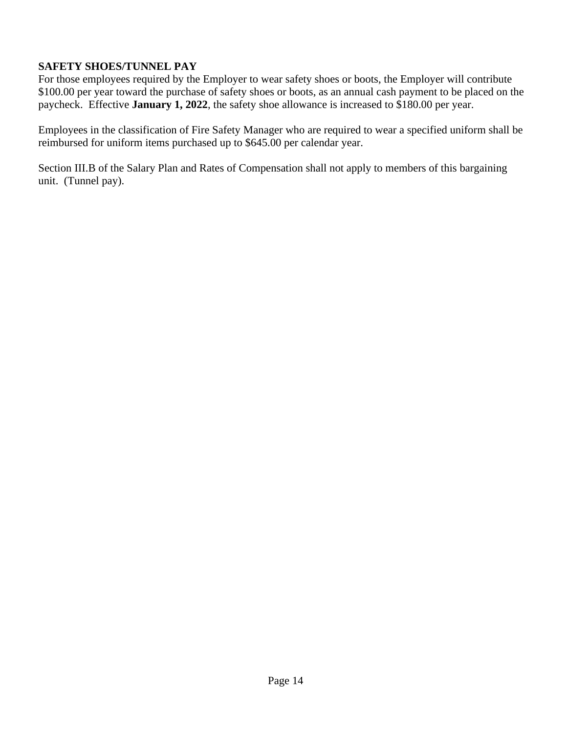**SAFETY SHOES/TUNNEL PAY**

For those employees required by the Employer to wear safety shoes or boots, the Employer will contribute $100.00 per year toward the purchase of safety shoes or boots, as an annual cash payment to be placed on the paycheck. Effective **January 1, 2022**, the safety shoe allowance is increased to $180.00 per year.

Employees in the classification of Fire Safety Manager who are required to wear a specified uniform shall be reimbursed for uniform items purchased up to $645.00 per calendar year.

Section III.B of the Salary Plan and Rates of Compensation shall not apply to members of this bargaining unit. (Tunnel pay).